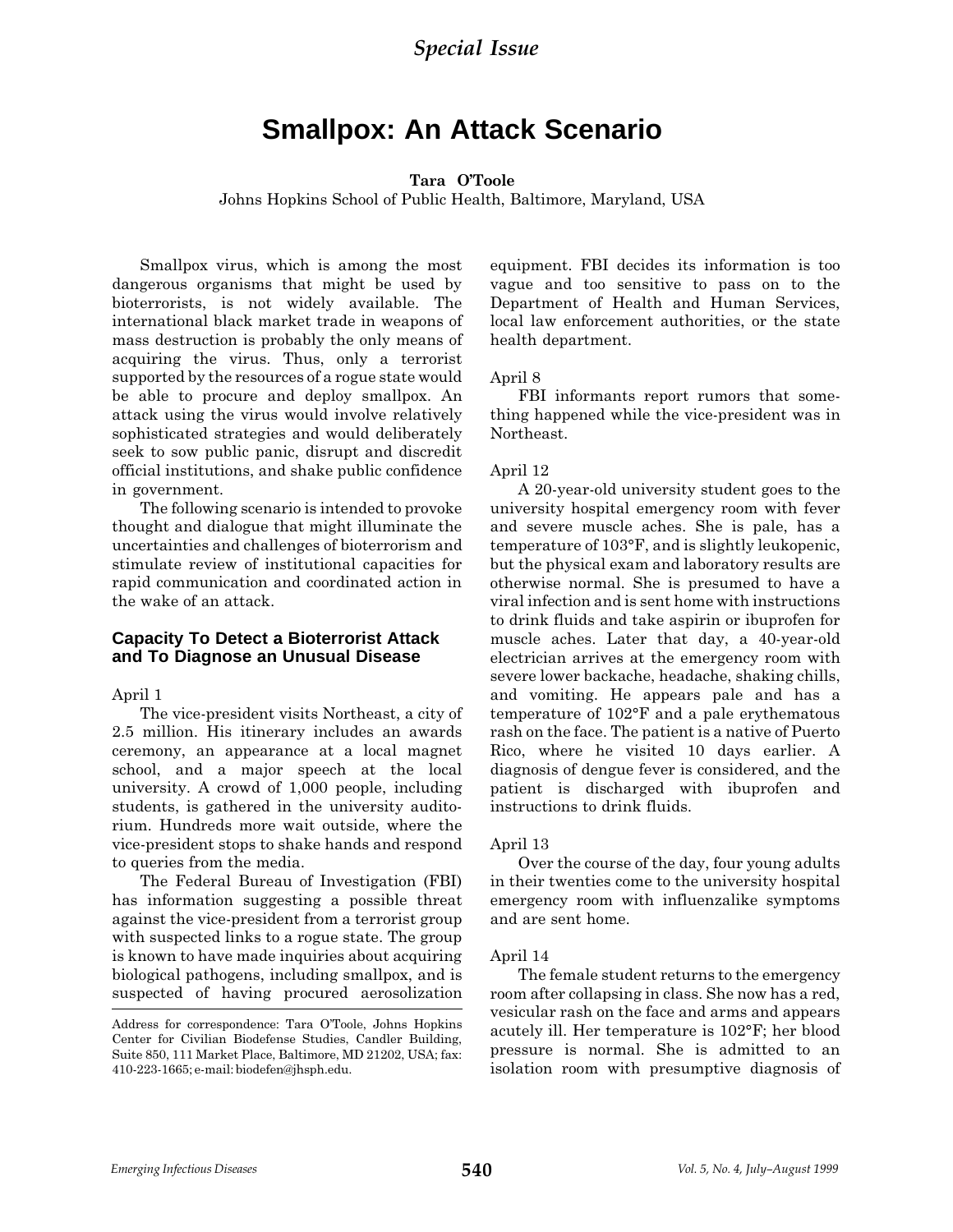*Special Issue*

# Smallpox: An Attack Scenario

**Tara O'Toole**
Johns Hopkins School of Public Health, Baltimore, Maryland, USA

Smallpox virus, which is among the most dangerous organisms that might be used by bioterrorists, is not widely available. The international black market trade in weapons of mass destruction is probably the only means of acquiring the virus. Thus, only a terrorist supported by the resources of a rogue state would be able to procure and deploy smallpox. An attack using the virus would involve relatively sophisticated strategies and would deliberately seek to sow public panic, disrupt and discredit official institutions, and shake public confidence in government.

The following scenario is intended to provoke thought and dialogue that might illuminate the uncertainties and challenges of bioterrorism and stimulate review of institutional capacities for rapid communication and coordinated action in the wake of an attack.

## Capacity To Detect a Bioterrorist Attack and To Diagnose an Unusual Disease

April 1

The vice-president visits Northeast, a city of 2.5 million. His itinerary includes an awards ceremony, an appearance at a local magnet school, and a major speech at the local university. A crowd of 1,000 people, including students, is gathered in the university auditorium. Hundreds more wait outside, where the vice-president stops to shake hands and respond to queries from the media.

The Federal Bureau of Investigation (FBI) has information suggesting a possible threat against the vice-president from a terrorist group with suspected links to a rogue state. The group is known to have made inquiries about acquiring biological pathogens, including smallpox, and is suspected of having procured aerosolization equipment. FBI decides its information is too vague and too sensitive to pass on to the Department of Health and Human Services, local law enforcement authorities, or the state health department.

April 8

FBI informants report rumors that something happened while the vice-president was in Northeast.

April 12

A 20-year-old university student goes to the university hospital emergency room with fever and severe muscle aches. She is pale, has a temperature of 103°F, and is slightly leukopenic, but the physical exam and laboratory results are otherwise normal. She is presumed to have a viral infection and is sent home with instructions to drink fluids and take aspirin or ibuprofen for muscle aches. Later that day, a 40-year-old electrician arrives at the emergency room with severe lower backache, headache, shaking chills, and vomiting. He appears pale and has a temperature of 102°F and a pale erythematous rash on the face. The patient is a native of Puerto Rico, where he visited 10 days earlier. A diagnosis of dengue fever is considered, and the patient is discharged with ibuprofen and instructions to drink fluids.

April 13

Over the course of the day, four young adults in their twenties come to the university hospital emergency room with influenzalike symptoms and are sent home.

April 14

The female student returns to the emergency room after collapsing in class. She now has a red, vesicular rash on the face and arms and appears acutely ill. Her temperature is 102°F; her blood pressure is normal. She is admitted to an isolation room with presumptive diagnosis of

Address for correspondence: Tara O'Toole, Johns Hopkins Center for Civilian Biodefense Studies, Candler Building, Suite 850, 111 Market Place, Baltimore, MD 21202, USA; fax: 410-223-1665; e-mail: biodefen@jhsph.edu.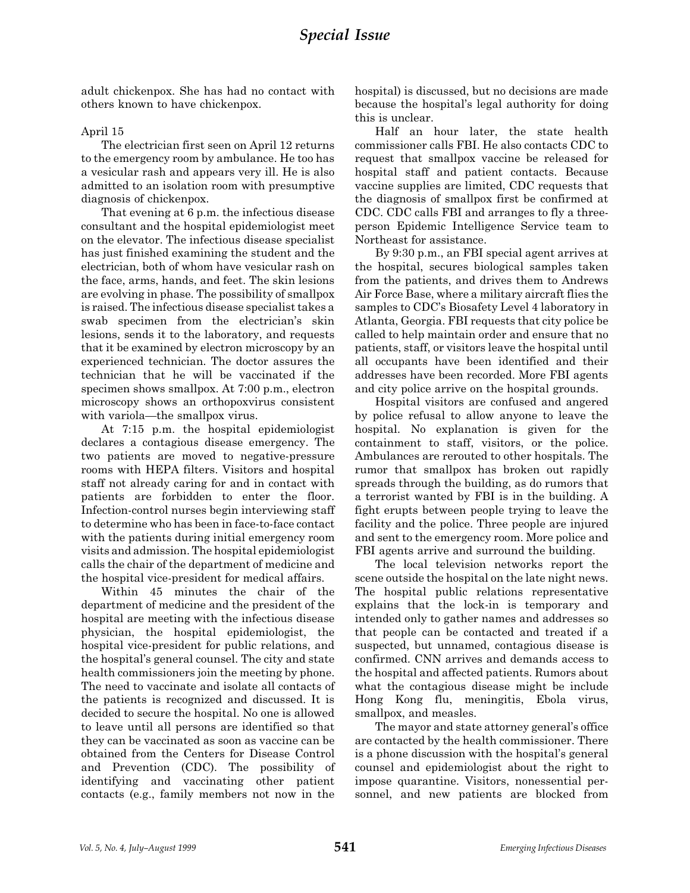adult chickenpox. She has had no contact with others known to have chickenpox.

April 15

The electrician first seen on April 12 returns to the emergency room by ambulance. He too has a vesicular rash and appears very ill. He is also admitted to an isolation room with presumptive diagnosis of chickenpox.

That evening at 6 p.m. the infectious disease consultant and the hospital epidemiologist meet on the elevator. The infectious disease specialist has just finished examining the student and the electrician, both of whom have vesicular rash on the face, arms, hands, and feet. The skin lesions are evolving in phase. The possibility of smallpox is raised. The infectious disease specialist takes a swab specimen from the electrician's skin lesions, sends it to the laboratory, and requests that it be examined by electron microscopy by an experienced technician. The doctor assures the technician that he will be vaccinated if the specimen shows smallpox. At 7:00 p.m., electron microscopy shows an orthopoxvirus consistent with variola—the smallpox virus.

At 7:15 p.m. the hospital epidemiologist declares a contagious disease emergency. The two patients are moved to negative-pressure rooms with HEPA filters. Visitors and hospital staff not already caring for and in contact with patients are forbidden to enter the floor. Infection-control nurses begin interviewing staff to determine who has been in face-to-face contact with the patients during initial emergency room visits and admission. The hospital epidemiologist calls the chair of the department of medicine and the hospital vice-president for medical affairs.

Within 45 minutes the chair of the department of medicine and the president of the hospital are meeting with the infectious disease physician, the hospital epidemiologist, the hospital vice-president for public relations, and the hospital's general counsel. The city and state health commissioners join the meeting by phone. The need to vaccinate and isolate all contacts of the patients is recognized and discussed. It is decided to secure the hospital. No one is allowed to leave until all persons are identified so that they can be vaccinated as soon as vaccine can be obtained from the Centers for Disease Control and Prevention (CDC). The possibility of identifying and vaccinating other patient contacts (e.g., family members not now in the hospital) is discussed, but no decisions are made because the hospital's legal authority for doing this is unclear.

Half an hour later, the state health commissioner calls FBI. He also contacts CDC to request that smallpox vaccine be released for hospital staff and patient contacts. Because vaccine supplies are limited, CDC requests that the diagnosis of smallpox first be confirmed at CDC. CDC calls FBI and arranges to fly a three-person Epidemic Intelligence Service team to Northeast for assistance.

By 9:30 p.m., an FBI special agent arrives at the hospital, secures biological samples taken from the patients, and drives them to Andrews Air Force Base, where a military aircraft flies the samples to CDC's Biosafety Level 4 laboratory in Atlanta, Georgia. FBI requests that city police be called to help maintain order and ensure that no patients, staff, or visitors leave the hospital until all occupants have been identified and their addresses have been recorded. More FBI agents and city police arrive on the hospital grounds.

Hospital visitors are confused and angered by police refusal to allow anyone to leave the hospital. No explanation is given for the containment to staff, visitors, or the police. Ambulances are rerouted to other hospitals. The rumor that smallpox has broken out rapidly spreads through the building, as do rumors that a terrorist wanted by FBI is in the building. A fight erupts between people trying to leave the facility and the police. Three people are injured and sent to the emergency room. More police and FBI agents arrive and surround the building.

The local television networks report the scene outside the hospital on the late night news. The hospital public relations representative explains that the lock-in is temporary and intended only to gather names and addresses so that people can be contacted and treated if a suspected, but unnamed, contagious disease is confirmed. CNN arrives and demands access to the hospital and affected patients. Rumors about what the contagious disease might be include Hong Kong flu, meningitis, Ebola virus, smallpox, and measles.

The mayor and state attorney general's office are contacted by the health commissioner. There is a phone discussion with the hospital's general counsel and epidemiologist about the right to impose quarantine. Visitors, nonessential personnel, and new patients are blocked from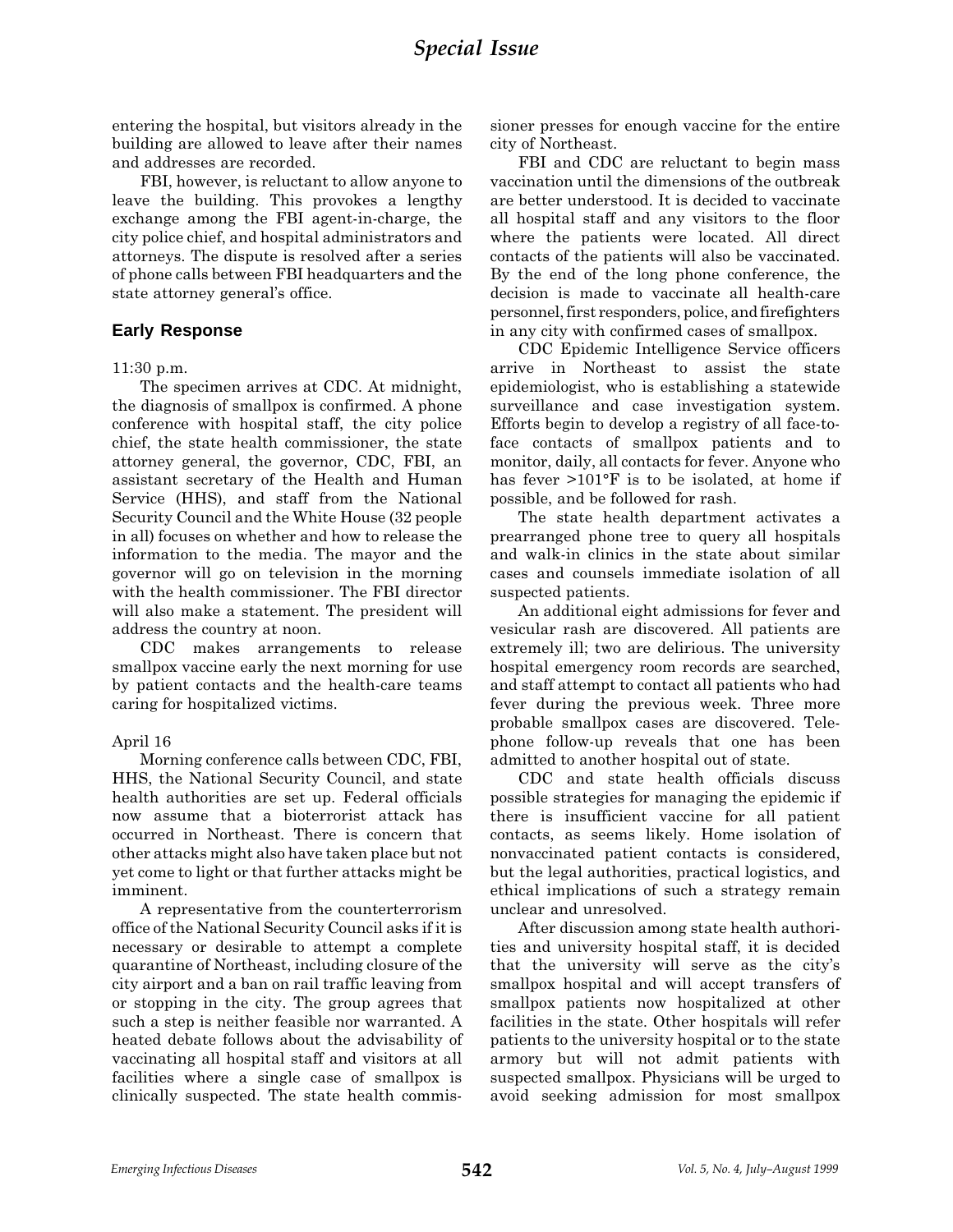entering the hospital, but visitors already in the building are allowed to leave after their names and addresses are recorded.

FBI, however, is reluctant to allow anyone to leave the building. This provokes a lengthy exchange among the FBI agent-in-charge, the city police chief, and hospital administrators and attorneys. The dispute is resolved after a series of phone calls between FBI headquarters and the state attorney general's office.

## Early Response

11:30 p.m.

The specimen arrives at CDC. At midnight, the diagnosis of smallpox is confirmed. A phone conference with hospital staff, the city police chief, the state health commissioner, the state attorney general, the governor, CDC, FBI, an assistant secretary of the Health and Human Service (HHS), and staff from the National Security Council and the White House (32 people in all) focuses on whether and how to release the information to the media. The mayor and the governor will go on television in the morning with the health commissioner. The FBI director will also make a statement. The president will address the country at noon.

CDC makes arrangements to release smallpox vaccine early the next morning for use by patient contacts and the health-care teams caring for hospitalized victims.

April 16

Morning conference calls between CDC, FBI, HHS, the National Security Council, and state health authorities are set up. Federal officials now assume that a bioterrorist attack has occurred in Northeast. There is concern that other attacks might also have taken place but not yet come to light or that further attacks might be imminent.

A representative from the counterterrorism office of the National Security Council asks if it is necessary or desirable to attempt a complete quarantine of Northeast, including closure of the city airport and a ban on rail traffic leaving from or stopping in the city. The group agrees that such a step is neither feasible nor warranted. A heated debate follows about the advisability of vaccinating all hospital staff and visitors at all facilities where a single case of smallpox is clinically suspected. The state health commissioner presses for enough vaccine for the entire city of Northeast.

FBI and CDC are reluctant to begin mass vaccination until the dimensions of the outbreak are better understood. It is decided to vaccinate all hospital staff and any visitors to the floor where the patients were located. All direct contacts of the patients will also be vaccinated. By the end of the long phone conference, the decision is made to vaccinate all health-care personnel, first responders, police, and firefighters in any city with confirmed cases of smallpox.

CDC Epidemic Intelligence Service officers arrive in Northeast to assist the state epidemiologist, who is establishing a statewide surveillance and case investigation system. Efforts begin to develop a registry of all face-to-face contacts of smallpox patients and to monitor, daily, all contacts for fever. Anyone who has fever >101°F is to be isolated, at home if possible, and be followed for rash.

The state health department activates a prearranged phone tree to query all hospitals and walk-in clinics in the state about similar cases and counsels immediate isolation of all suspected patients.

An additional eight admissions for fever and vesicular rash are discovered. All patients are extremely ill; two are delirious. The university hospital emergency room records are searched, and staff attempt to contact all patients who had fever during the previous week. Three more probable smallpox cases are discovered. Telephone follow-up reveals that one has been admitted to another hospital out of state.

CDC and state health officials discuss possible strategies for managing the epidemic if there is insufficient vaccine for all patient contacts, as seems likely. Home isolation of nonvaccinated patient contacts is considered, but the legal authorities, practical logistics, and ethical implications of such a strategy remain unclear and unresolved.

After discussion among state health authorities and university hospital staff, it is decided that the university will serve as the city's smallpox hospital and will accept transfers of smallpox patients now hospitalized at other facilities in the state. Other hospitals will refer patients to the university hospital or to the state armory but will not admit patients with suspected smallpox. Physicians will be urged to avoid seeking admission for most smallpox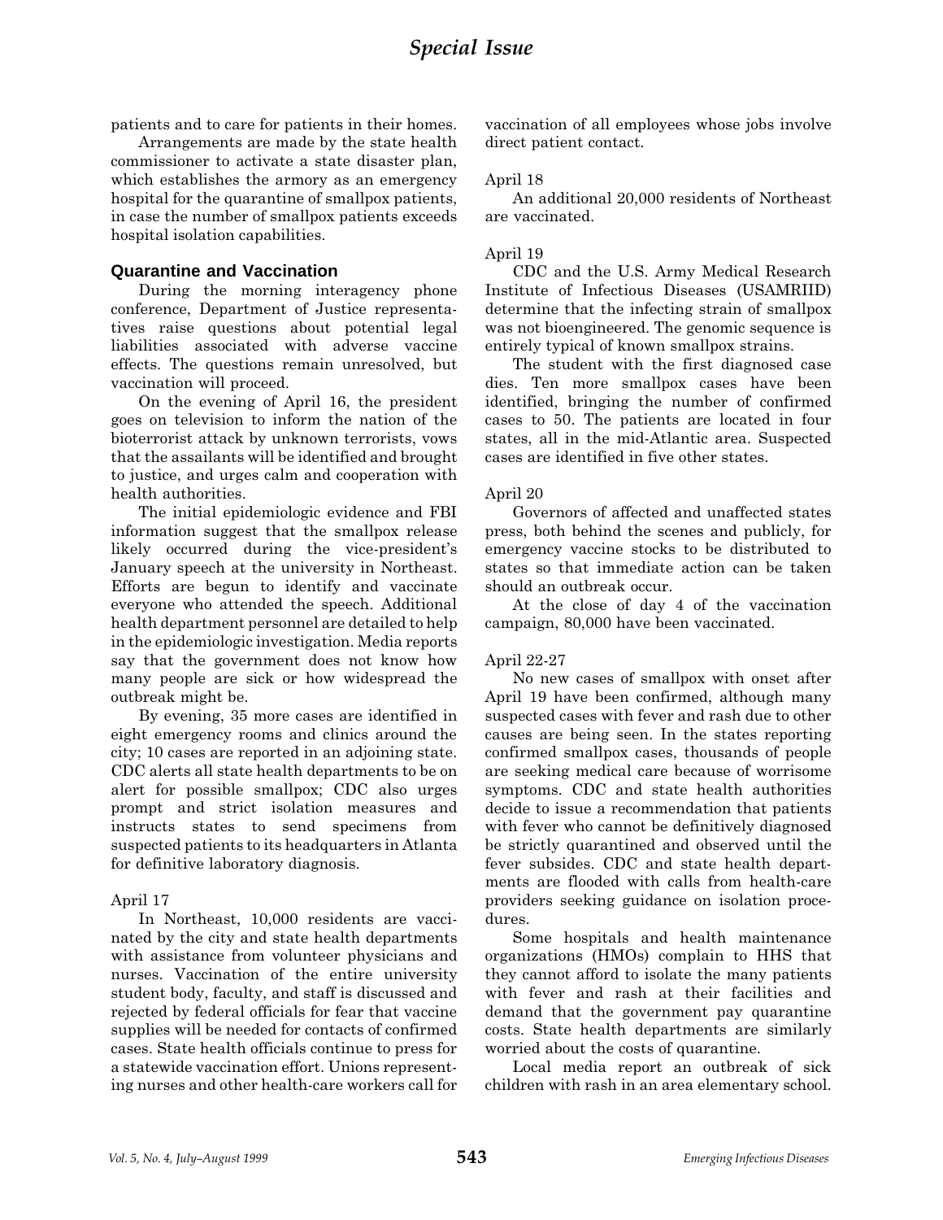patients and to care for patients in their homes.

Arrangements are made by the state health commissioner to activate a state disaster plan, which establishes the armory as an emergency hospital for the quarantine of smallpox patients, in case the number of smallpox patients exceeds hospital isolation capabilities.

## Quarantine and Vaccination

During the morning interagency phone conference, Department of Justice representatives raise questions about potential legal liabilities associated with adverse vaccine effects. The questions remain unresolved, but vaccination will proceed.

On the evening of April 16, the president goes on television to inform the nation of the bioterrorist attack by unknown terrorists, vows that the assailants will be identified and brought to justice, and urges calm and cooperation with health authorities.

The initial epidemiologic evidence and FBI information suggest that the smallpox release likely occurred during the vice-president's January speech at the university in Northeast. Efforts are begun to identify and vaccinate everyone who attended the speech. Additional health department personnel are detailed to help in the epidemiologic investigation. Media reports say that the government does not know how many people are sick or how widespread the outbreak might be.

By evening, 35 more cases are identified in eight emergency rooms and clinics around the city; 10 cases are reported in an adjoining state. CDC alerts all state health departments to be on alert for possible smallpox; CDC also urges prompt and strict isolation measures and instructs states to send specimens from suspected patients to its headquarters in Atlanta for definitive laboratory diagnosis.

April 17

In Northeast, 10,000 residents are vaccinated by the city and state health departments with assistance from volunteer physicians and nurses. Vaccination of the entire university student body, faculty, and staff is discussed and rejected by federal officials for fear that vaccine supplies will be needed for contacts of confirmed cases. State health officials continue to press for a statewide vaccination effort. Unions representing nurses and other health-care workers call for vaccination of all employees whose jobs involve direct patient contact.

April 18

An additional 20,000 residents of Northeast are vaccinated.

April 19

CDC and the U.S. Army Medical Research Institute of Infectious Diseases (USAMRIID) determine that the infecting strain of smallpox was not bioengineered. The genomic sequence is entirely typical of known smallpox strains.

The student with the first diagnosed case dies. Ten more smallpox cases have been identified, bringing the number of confirmed cases to 50. The patients are located in four states, all in the mid-Atlantic area. Suspected cases are identified in five other states.

April 20

Governors of affected and unaffected states press, both behind the scenes and publicly, for emergency vaccine stocks to be distributed to states so that immediate action can be taken should an outbreak occur.

At the close of day 4 of the vaccination campaign, 80,000 have been vaccinated.

April 22-27

No new cases of smallpox with onset after April 19 have been confirmed, although many suspected cases with fever and rash due to other causes are being seen. In the states reporting confirmed smallpox cases, thousands of people are seeking medical care because of worrisome symptoms. CDC and state health authorities decide to issue a recommendation that patients with fever who cannot be definitively diagnosed be strictly quarantined and observed until the fever subsides. CDC and state health departments are flooded with calls from health-care providers seeking guidance on isolation procedures.

Some hospitals and health maintenance organizations (HMOs) complain to HHS that they cannot afford to isolate the many patients with fever and rash at their facilities and demand that the government pay quarantine costs. State health departments are similarly worried about the costs of quarantine.

Local media report an outbreak of sick children with rash in an area elementary school.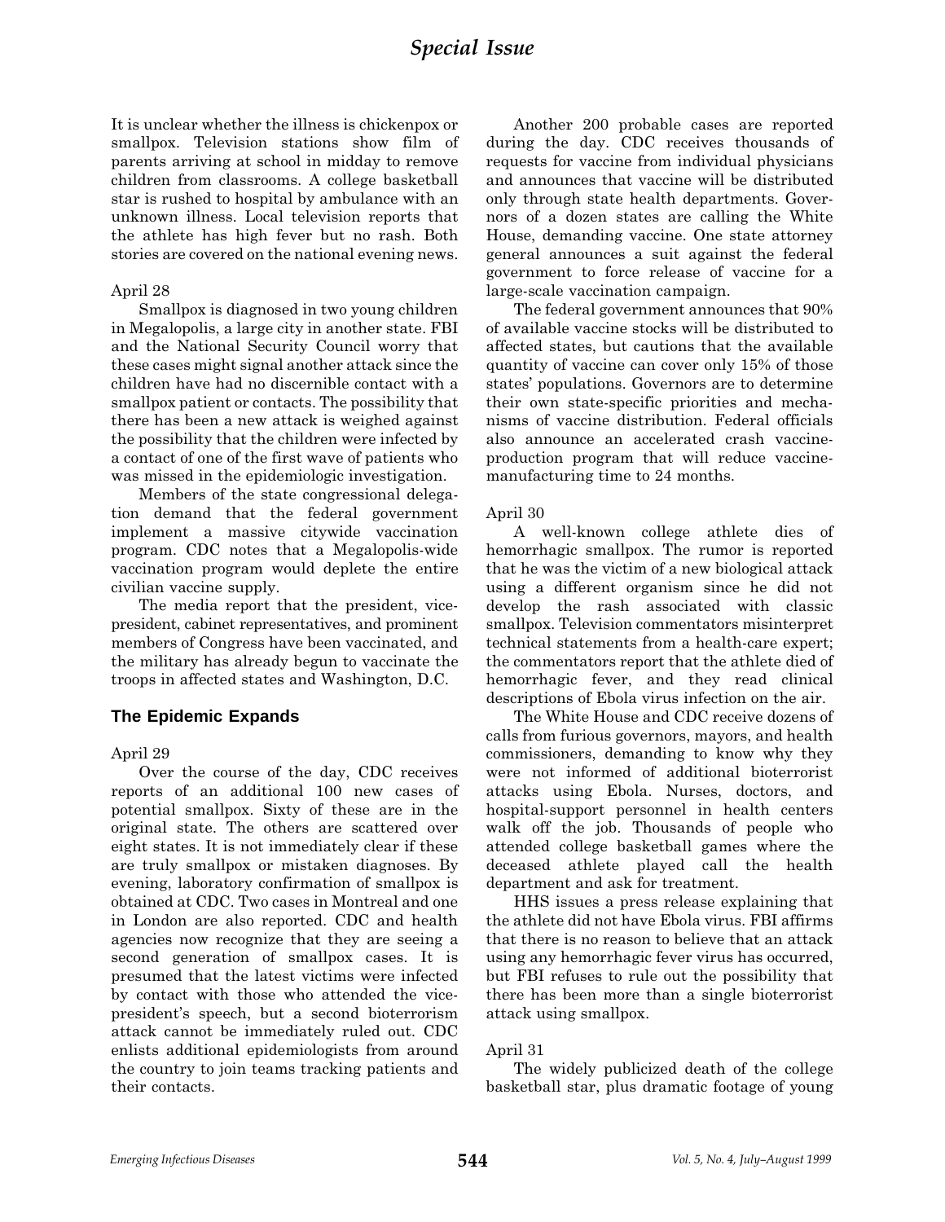It is unclear whether the illness is chickenpox or smallpox. Television stations show film of parents arriving at school in midday to remove children from classrooms. A college basketball star is rushed to hospital by ambulance with an unknown illness. Local television reports that the athlete has high fever but no rash. Both stories are covered on the national evening news.

April 28

Smallpox is diagnosed in two young children in Megalopolis, a large city in another state. FBI and the National Security Council worry that these cases might signal another attack since the children have had no discernible contact with a smallpox patient or contacts. The possibility that there has been a new attack is weighed against the possibility that the children were infected by a contact of one of the first wave of patients who was missed in the epidemiologic investigation.

Members of the state congressional delegation demand that the federal government implement a massive citywide vaccination program. CDC notes that a Megalopolis-wide vaccination program would deplete the entire civilian vaccine supply.

The media report that the president, vice-president, cabinet representatives, and prominent members of Congress have been vaccinated, and the military has already begun to vaccinate the troops in affected states and Washington, D.C.

## The Epidemic Expands

April 29

Over the course of the day, CDC receives reports of an additional 100 new cases of potential smallpox. Sixty of these are in the original state. The others are scattered over eight states. It is not immediately clear if these are truly smallpox or mistaken diagnoses. By evening, laboratory confirmation of smallpox is obtained at CDC. Two cases in Montreal and one in London are also reported. CDC and health agencies now recognize that they are seeing a second generation of smallpox cases. It is presumed that the latest victims were infected by contact with those who attended the vice-president's speech, but a second bioterrorism attack cannot be immediately ruled out. CDC enlists additional epidemiologists from around the country to join teams tracking patients and their contacts.

Another 200 probable cases are reported during the day. CDC receives thousands of requests for vaccine from individual physicians and announces that vaccine will be distributed only through state health departments. Governors of a dozen states are calling the White House, demanding vaccine. One state attorney general announces a suit against the federal government to force release of vaccine for a large-scale vaccination campaign.

The federal government announces that 90% of available vaccine stocks will be distributed to affected states, but cautions that the available quantity of vaccine can cover only 15% of those states' populations. Governors are to determine their own state-specific priorities and mechanisms of vaccine distribution. Federal officials also announce an accelerated crash vaccine-production program that will reduce vaccine-manufacturing time to 24 months.

April 30

A well-known college athlete dies of hemorrhagic smallpox. The rumor is reported that he was the victim of a new biological attack using a different organism since he did not develop the rash associated with classic smallpox. Television commentators misinterpret technical statements from a health-care expert; the commentators report that the athlete died of hemorrhagic fever, and they read clinical descriptions of Ebola virus infection on the air.

The White House and CDC receive dozens of calls from furious governors, mayors, and health commissioners, demanding to know why they were not informed of additional bioterrorist attacks using Ebola. Nurses, doctors, and hospital-support personnel in health centers walk off the job. Thousands of people who attended college basketball games where the deceased athlete played call the health department and ask for treatment.

HHS issues a press release explaining that the athlete did not have Ebola virus. FBI affirms that there is no reason to believe that an attack using any hemorrhagic fever virus has occurred, but FBI refuses to rule out the possibility that there has been more than a single bioterrorist attack using smallpox.

April 31

The widely publicized death of the college basketball star, plus dramatic footage of young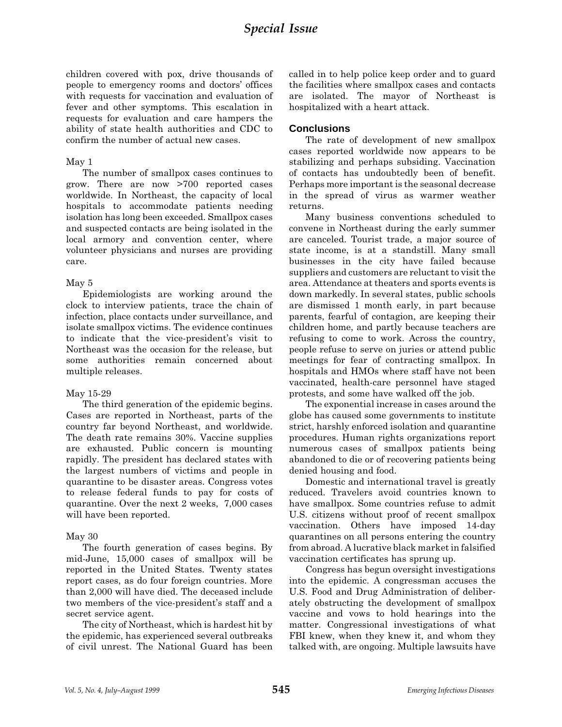children covered with pox, drive thousands of people to emergency rooms and doctors' offices with requests for vaccination and evaluation of fever and other symptoms. This escalation in requests for evaluation and care hampers the ability of state health authorities and CDC to confirm the number of actual new cases.

May 1

The number of smallpox cases continues to grow. There are now >700 reported cases worldwide. In Northeast, the capacity of local hospitals to accommodate patients needing isolation has long been exceeded. Smallpox cases and suspected contacts are being isolated in the local armory and convention center, where volunteer physicians and nurses are providing care.

May 5

Epidemiologists are working around the clock to interview patients, trace the chain of infection, place contacts under surveillance, and isolate smallpox victims. The evidence continues to indicate that the vice-president's visit to Northeast was the occasion for the release, but some authorities remain concerned about multiple releases.

May 15-29

The third generation of the epidemic begins. Cases are reported in Northeast, parts of the country far beyond Northeast, and worldwide. The death rate remains 30%. Vaccine supplies are exhausted. Public concern is mounting rapidly. The president has declared states with the largest numbers of victims and people in quarantine to be disaster areas. Congress votes to release federal funds to pay for costs of quarantine. Over the next 2 weeks, 7,000 cases will have been reported.

May 30

The fourth generation of cases begins. By mid-June, 15,000 cases of smallpox will be reported in the United States. Twenty states report cases, as do four foreign countries. More than 2,000 will have died. The deceased include two members of the vice-president's staff and a secret service agent.

The city of Northeast, which is hardest hit by the epidemic, has experienced several outbreaks of civil unrest. The National Guard has been called in to help police keep order and to guard the facilities where smallpox cases and contacts are isolated. The mayor of Northeast is hospitalized with a heart attack.

## Conclusions

The rate of development of new smallpox cases reported worldwide now appears to be stabilizing and perhaps subsiding. Vaccination of contacts has undoubtedly been of benefit. Perhaps more important is the seasonal decrease in the spread of virus as warmer weather returns.

Many business conventions scheduled to convene in Northeast during the early summer are canceled. Tourist trade, a major source of state income, is at a standstill. Many small businesses in the city have failed because suppliers and customers are reluctant to visit the area. Attendance at theaters and sports events is down markedly. In several states, public schools are dismissed 1 month early, in part because parents, fearful of contagion, are keeping their children home, and partly because teachers are refusing to come to work. Across the country, people refuse to serve on juries or attend public meetings for fear of contracting smallpox. In hospitals and HMOs where staff have not been vaccinated, health-care personnel have staged protests, and some have walked off the job.

The exponential increase in cases around the globe has caused some governments to institute strict, harshly enforced isolation and quarantine procedures. Human rights organizations report numerous cases of smallpox patients being abandoned to die or of recovering patients being denied housing and food.

Domestic and international travel is greatly reduced. Travelers avoid countries known to have smallpox. Some countries refuse to admit U.S. citizens without proof of recent smallpox vaccination. Others have imposed 14-day quarantines on all persons entering the country from abroad. A lucrative black market in falsified vaccination certificates has sprung up.

Congress has begun oversight investigations into the epidemic. A congressman accuses the U.S. Food and Drug Administration of deliberately obstructing the development of smallpox vaccine and vows to hold hearings into the matter. Congressional investigations of what FBI knew, when they knew it, and whom they talked with, are ongoing. Multiple lawsuits have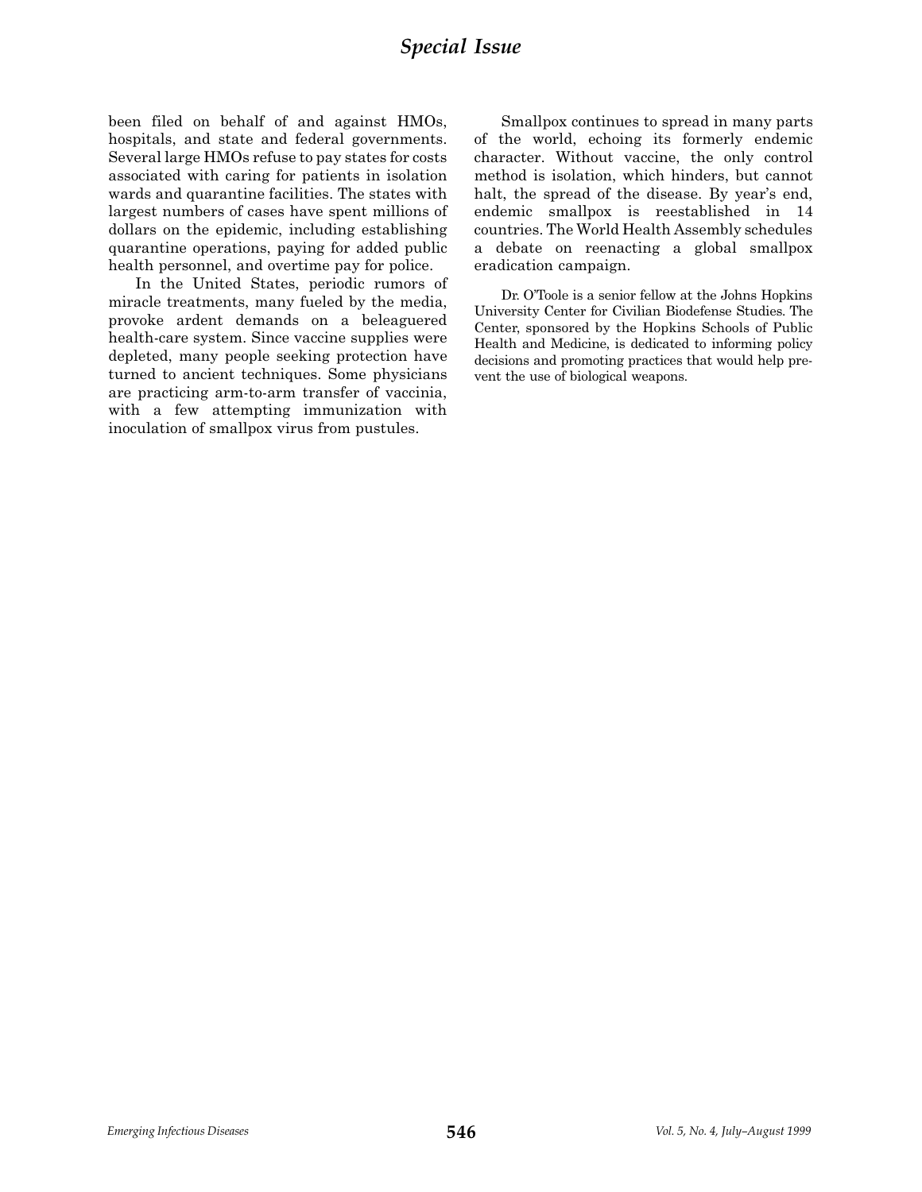been filed on behalf of and against HMOs, hospitals, and state and federal governments. Several large HMOs refuse to pay states for costs associated with caring for patients in isolation wards and quarantine facilities. The states with largest numbers of cases have spent millions of dollars on the epidemic, including establishing quarantine operations, paying for added public health personnel, and overtime pay for police.

In the United States, periodic rumors of miracle treatments, many fueled by the media, provoke ardent demands on a beleaguered health-care system. Since vaccine supplies were depleted, many people seeking protection have turned to ancient techniques. Some physicians are practicing arm-to-arm transfer of vaccinia, with a few attempting immunization with inoculation of smallpox virus from pustules.

Smallpox continues to spread in many parts of the world, echoing its formerly endemic character. Without vaccine, the only control method is isolation, which hinders, but cannot halt, the spread of the disease. By year's end, endemic smallpox is reestablished in 14 countries. The World Health Assembly schedules a debate on reenacting a global smallpox eradication campaign.

Dr. O'Toole is a senior fellow at the Johns Hopkins University Center for Civilian Biodefense Studies. The Center, sponsored by the Hopkins Schools of Public Health and Medicine, is dedicated to informing policy decisions and promoting practices that would help prevent the use of biological weapons.